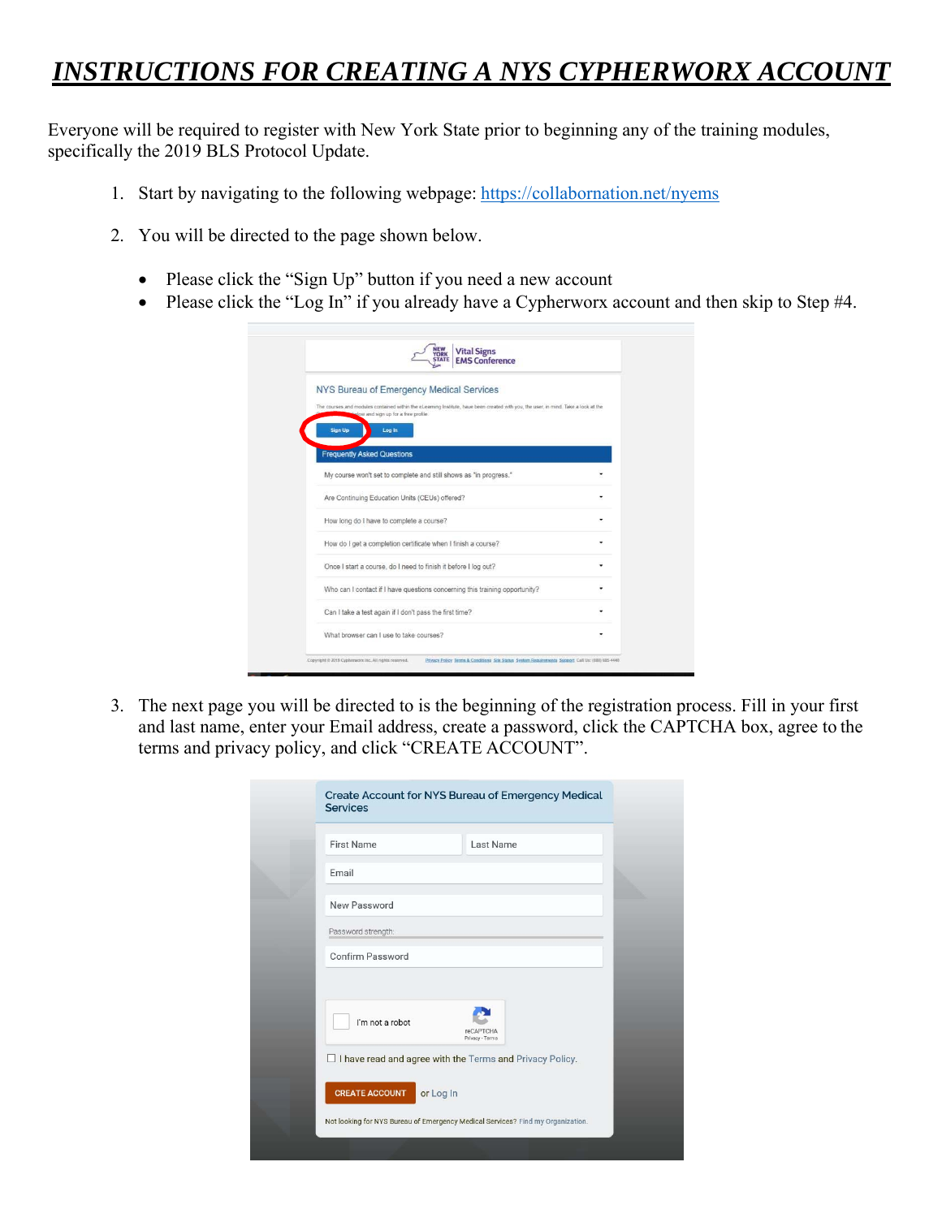# *INSTRUCTIONS FOR CREATING A NYS CYPHERWORX ACCOUNT*

Everyone will be required to register with New York State prior to beginning any of the training modules, specifically the 2019 BLS Protocol Update.

1. Start by navigating to the following webpage: [https://collabornation.net/nyems](https://collabornation.net/nyems)

2. You will be directed to the page shown below.

   - Please click the "Sign Up" button if you need a new account
   - Please click the "Log In" if you already have a Cypherworx account and then skip to Step #4.

3. The next page you will be directed to is the beginning of the registration process. Fill in your first and last name, enter your Email address, create a password, click the CAPTCHA box, agree to the terms and privacy policy, and click "CREATE ACCOUNT".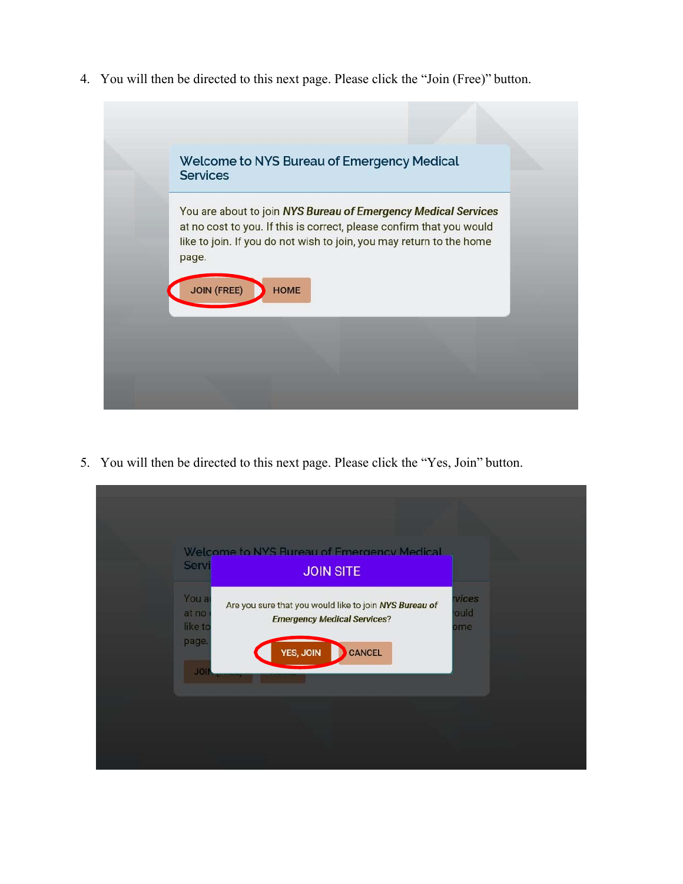4. You will then be directed to this next page. Please click the "Join (Free)" button.

5. You will then be directed to this next page. Please click the "Yes, Join" button.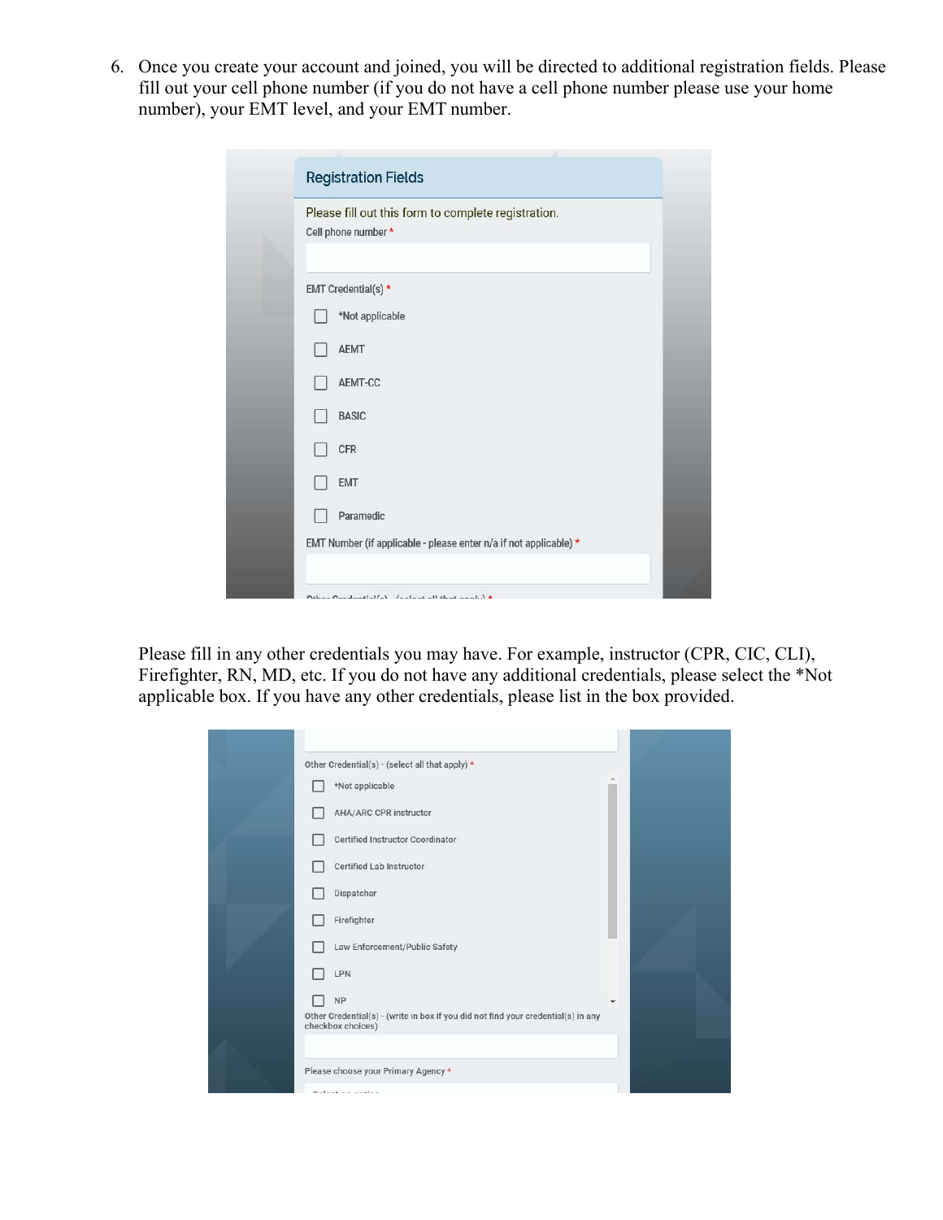6. Once you create your account and joined, you will be directed to additional registration fields. Please fill out your cell phone number (if you do not have a cell phone number please use your home number), your EMT level, and your EMT number.

Registration Fields

Please fill out this form to complete registration.

Cell phone number *

EMT Credential(s) *

- *Not applicable
- AEMT
- AEMT-CC
- BASIC
- CFR
- EMT
- Paramedic

EMT Number (if applicable - please enter n/a if not applicable) *

Please fill in any other credentials you may have. For example, instructor (CPR, CIC, CLI), Firefighter, RN, MD, etc. If you do not have any additional credentials, please select the *Not applicable box. If you have any other credentials, please list in the box provided.

Other Credential(s) - (select all that apply) *

- *Not applicable
- AHA/ARC CPR instructor
- Certified Instructor Coordinator
- Certified Lab Instructor
- Dispatcher
- Firefighter
- Law Enforcement/Public Safety
- LPN
- NP

Other Credential(s) - (write in box if you did not find your credential(s) in any checkbox choices)

Please choose your Primary Agency *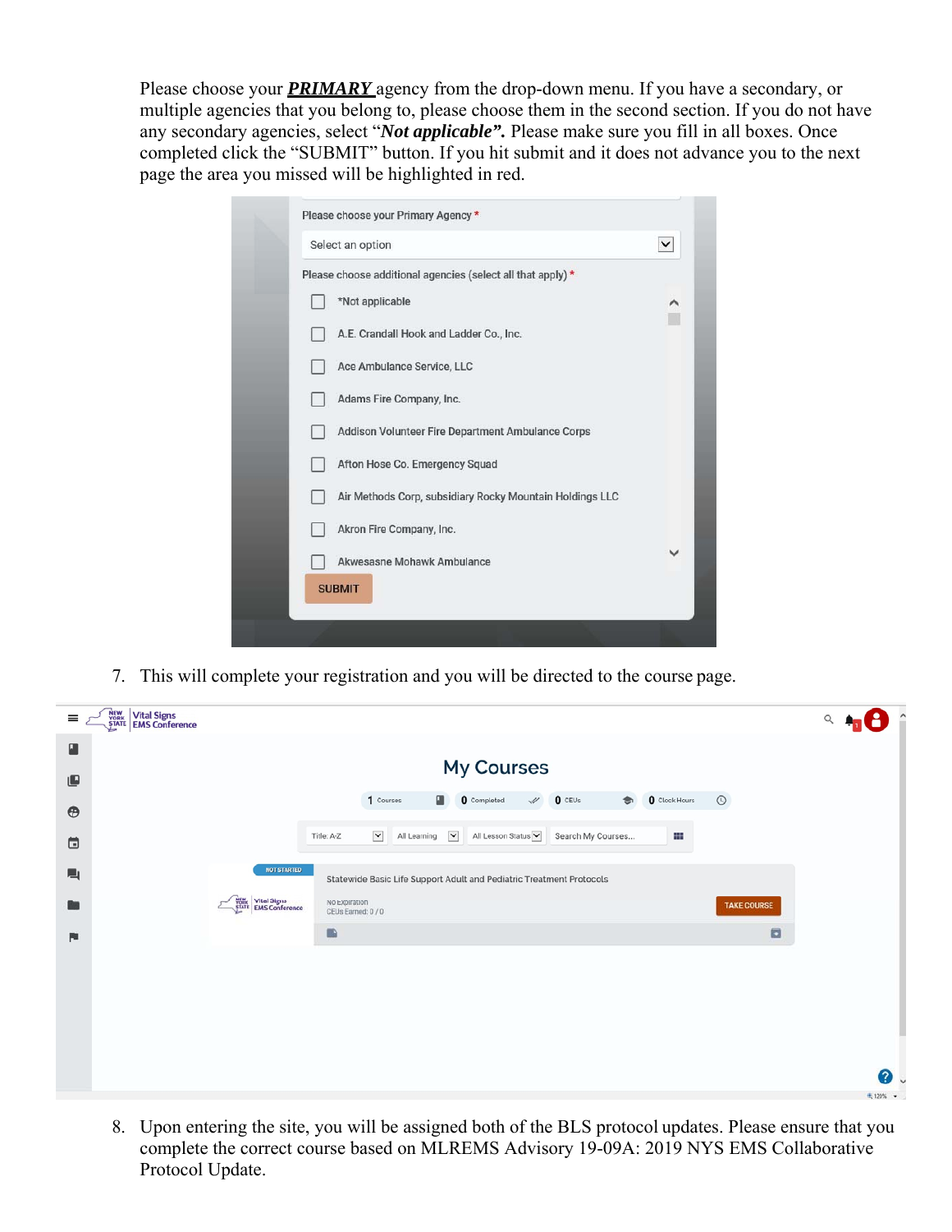Please choose your ***PRIMARY*** agency from the drop-down menu. If you have a secondary, or multiple agencies that you belong to, please choose them in the second section. If you do not have any secondary agencies, select "***Not applicable*".** Please make sure you fill in all boxes. Once completed click the "SUBMIT" button. If you hit submit and it does not advance you to the next page the area you missed will be highlighted in red.

7. This will complete your registration and you will be directed to the course page.

8. Upon entering the site, you will be assigned both of the BLS protocol updates. Please ensure that you complete the correct course based on MLREMS Advisory 19-09A: 2019 NYS EMS Collaborative Protocol Update.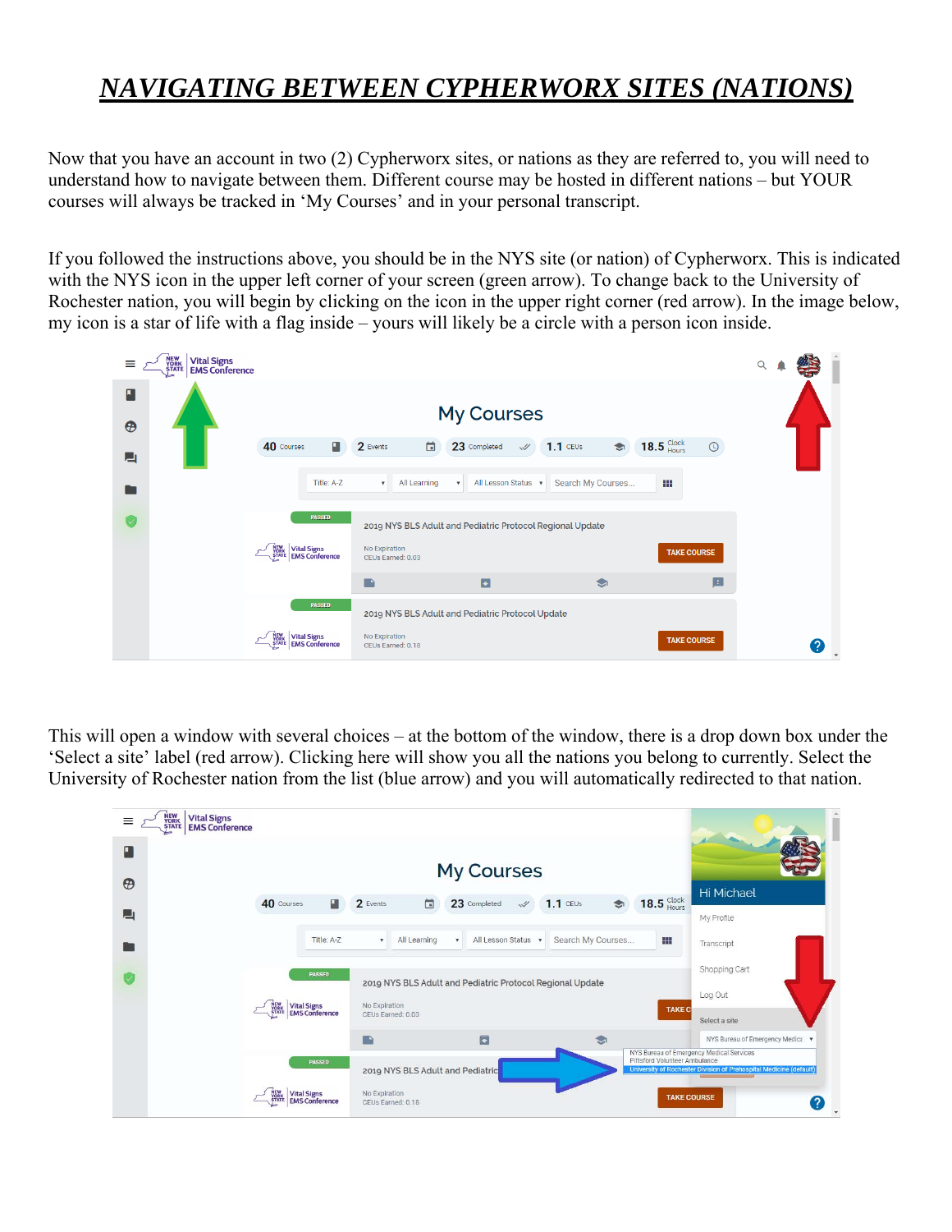# *NAVIGATING BETWEEN CYPHERWORX SITES (NATIONS)*

Now that you have an account in two (2) Cypherworx sites, or nations as they are referred to, you will need to understand how to navigate between them. Different course may be hosted in different nations – but YOUR courses will always be tracked in 'My Courses' and in your personal transcript.

If you followed the instructions above, you should be in the NYS site (or nation) of Cypherworx. This is indicated with the NYS icon in the upper left corner of your screen (green arrow). To change back to the University of Rochester nation, you will begin by clicking on the icon in the upper right corner (red arrow). In the image below, my icon is a star of life with a flag inside – yours will likely be a circle with a person icon inside.

This will open a window with several choices – at the bottom of the window, there is a drop down box under the 'Select a site' label (red arrow). Clicking here will show you all the nations you belong to currently. Select the University of Rochester nation from the list (blue arrow) and you will automatically redirected to that nation.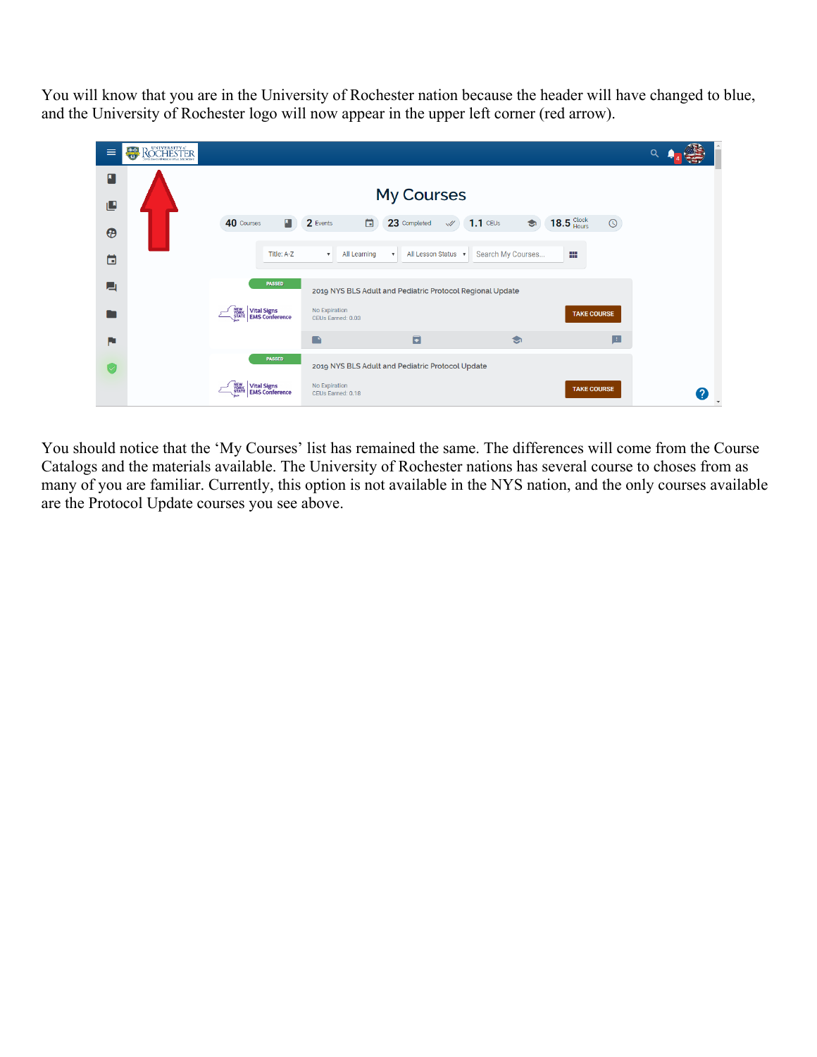You will know that you are in the University of Rochester nation because the header will have changed to blue, and the University of Rochester logo will now appear in the upper left corner (red arrow).

You should notice that the 'My Courses' list has remained the same. The differences will come from the Course Catalogs and the materials available. The University of Rochester nations has several course to choses from as many of you are familiar. Currently, this option is not available in the NYS nation, and the only courses available are the Protocol Update courses you see above.